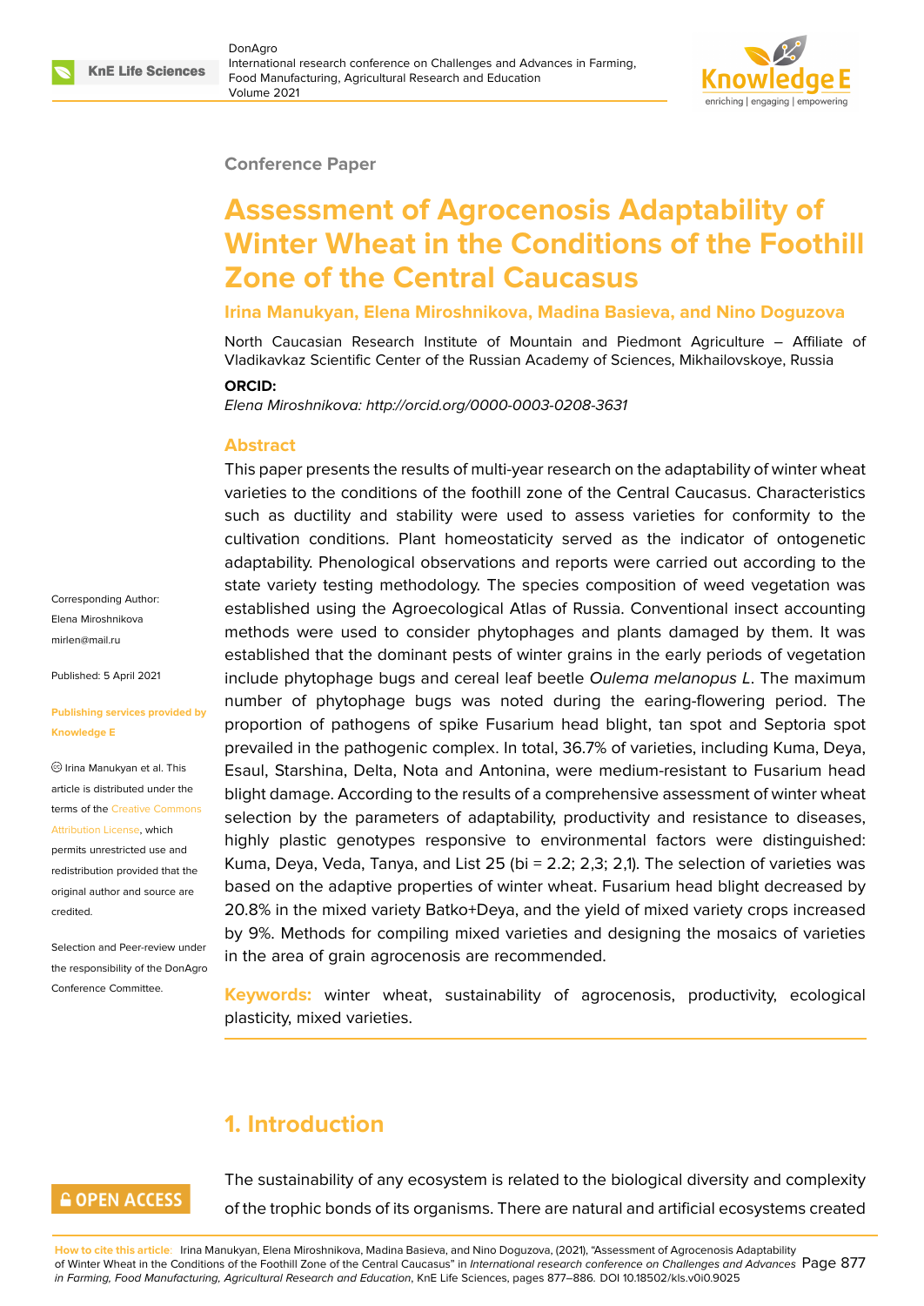Conference Paper

# Assessment of Agrocenosis Adaptability of Winter Wheat in the Conditions of the Foothill Zone of the Central Caucasus

**Irina Manukyan, Elena Miroshnikova, Madina Basieva, and Nino Doguzova**

North Caucasian Research Institute of Mountain and Piedmont Agriculture – Affiliate of Vladikavkaz Scientific Center of the Russian Academy of Sciences, Mikhailovskoye, Russia

**ORCID:**

*Elena Miroshnikova: http://orcid.org/0000-0003-0208-3631*

Corresponding Author: Elena Miroshnikova mirlen@mail.ru

Published: 5 April 2021

Publishing services provided by Knowledge E

Irina Manukyan et al. This article is distributed under the terms of the Creative Commons Attribution License, which permits unrestricted use and redistribution provided that the original author and source are credited.

Selection and Peer-review under the responsibility of the DonAgro Conference Committee.

## Abstract

This paper presents the results of multi-year research on the adaptability of winter wheat varieties to the conditions of the foothill zone of the Central Caucasus. Characteristics such as ductility and stability were used to assess varieties for conformity to the cultivation conditions. Plant homeostaticity served as the indicator of ontogenetic adaptability. Phenological observations and reports were carried out according to the state variety testing methodology. The species composition of weed vegetation was established using the Agroecological Atlas of Russia. Conventional insect accounting methods were used to consider phytophages and plants damaged by them. It was established that the dominant pests of winter grains in the early periods of vegetation include phytophage bugs and cereal leaf beetle *Oulema melanopus L*. The maximum number of phytophage bugs was noted during the earing-flowering period. The proportion of pathogens of spike Fusarium head blight, tan spot and Septoria spot prevailed in the pathogenic complex. In total, 36.7% of varieties, including Kuma, Deya, Esaul, Starshina, Delta, Nota and Antonina, were medium-resistant to Fusarium head blight damage. According to the results of a comprehensive assessment of winter wheat selection by the parameters of adaptability, productivity and resistance to diseases, highly plastic genotypes responsive to environmental factors were distinguished: Kuma, Deya, Veda, Tanya, and List 25 (bi = 2.2; 2,3; 2,1). The selection of varieties was based on the adaptive properties of winter wheat. Fusarium head blight decreased by 20.8% in the mixed variety Batko+Deya, and the yield of mixed variety crops increased by 9%. Methods for compiling mixed varieties and designing the mosaics of varieties in the area of grain agrocenosis are recommended.

**Keywords:** winter wheat, sustainability of agrocenosis, productivity, ecological plasticity, mixed varieties.

## 1. Introduction

The sustainability of any ecosystem is related to the biological diversity and complexity of the trophic bonds of its organisms. There are natural and artificial ecosystems created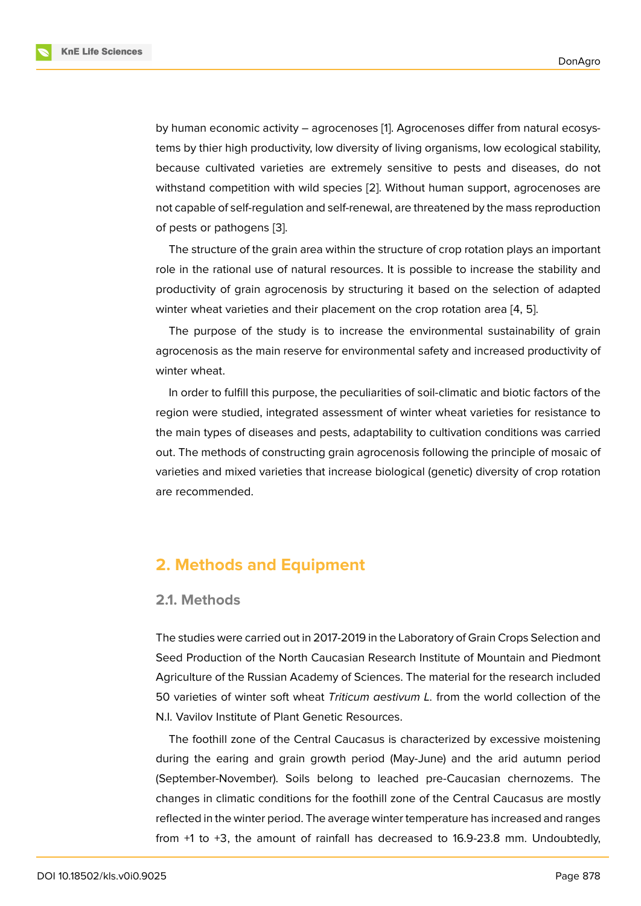by human economic activity – agrocenoses [1]. Agrocenoses differ from natural ecosystems by thier high productivity, low diversity of living organisms, low ecological stability, because cultivated varieties are extremely sensitive to pests and diseases, do not withstand competition with wild species [2]. Without human support, agrocenoses are not capable of self-regulation and self-renewal, are threatened by the mass reproduction of pests or pathogens [3].

The structure of the grain area within the structure of crop rotation plays an important role in the rational use of natural resources. It is possible to increase the stability and productivity of grain agrocenosis by structuring it based on the selection of adapted winter wheat varieties and their placement on the crop rotation area [4, 5].

The purpose of the study is to increase the environmental sustainability of grain agrocenosis as the main reserve for environmental safety and increased productivity of winter wheat.

In order to fulfill this purpose, the peculiarities of soil-climatic and biotic factors of the region were studied, integrated assessment of winter wheat varieties for resistance to the main types of diseases and pests, adaptability to cultivation conditions was carried out. The methods of constructing grain agrocenosis following the principle of mosaic of varieties and mixed varieties that increase biological (genetic) diversity of crop rotation are recommended.

## 2. Methods and Equipment

### 2.1. Methods

The studies were carried out in 2017-2019 in the Laboratory of Grain Crops Selection and Seed Production of the North Caucasian Research Institute of Mountain and Piedmont Agriculture of the Russian Academy of Sciences. The material for the research included 50 varieties of winter soft wheat *Triticum aestivum L.* from the world collection of the N.I. Vavilov Institute of Plant Genetic Resources.

The foothill zone of the Central Caucasus is characterized by excessive moistening during the earing and grain growth period (May-June) and the arid autumn period (September-November). Soils belong to leached pre-Caucasian chernozems. The changes in climatic conditions for the foothill zone of the Central Caucasus are mostly reflected in the winter period. The average winter temperature has increased and ranges from +1 to +3, the amount of rainfall has decreased to 16.9-23.8 mm. Undoubtedly,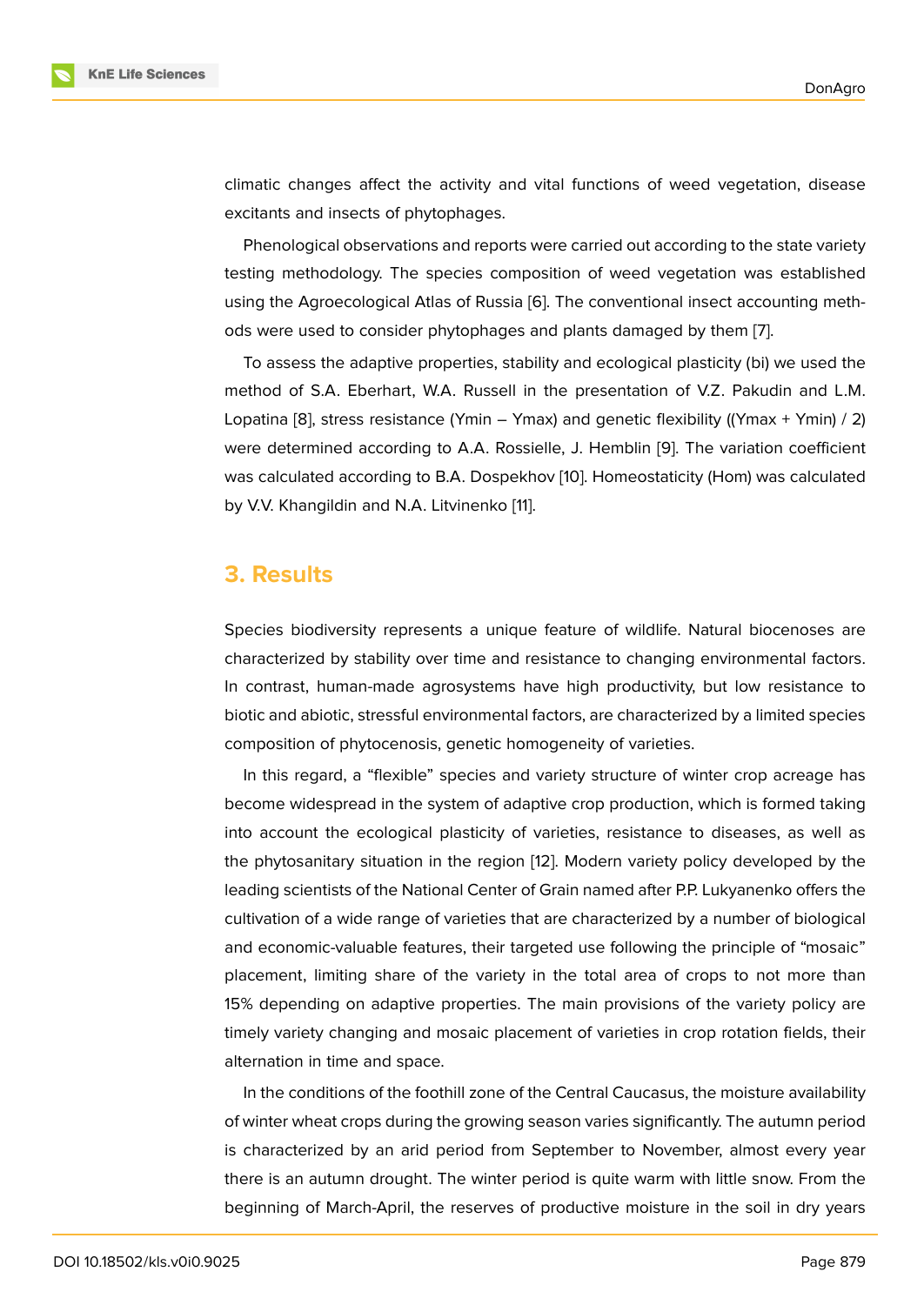climatic changes affect the activity and vital functions of weed vegetation, disease excitants and insects of phytophages.

Phenological observations and reports were carried out according to the state variety testing methodology. The species composition of weed vegetation was established using the Agroecological Atlas of Russia [6]. The conventional insect accounting methods were used to consider phytophages and plants damaged by them [7].

To assess the adaptive properties, stability and ecological plasticity (bi) we used the method of S.A. Eberhart, W.A. Russell in the presentation of V.Z. Pakudin and L.M. Lopatina [8], stress resistance (Ymin – Ymax) and genetic flexibility ((Ymax + Ymin) / 2) were determined according to A.A. Rossielle, J. Hemblin [9]. The variation coefficient was calculated according to B.A. Dospekhov [10]. Homeostaticity (Hom) was calculated by V.V. Khangildin and N.A. Litvinenko [11].

## 3. Results

Species biodiversity represents a unique feature of wildlife. Natural biocenoses are characterized by stability over time and resistance to changing environmental factors. In contrast, human-made agrosystems have high productivity, but low resistance to biotic and abiotic, stressful environmental factors, are characterized by a limited species composition of phytocenosis, genetic homogeneity of varieties.

In this regard, a "flexible" species and variety structure of winter crop acreage has become widespread in the system of adaptive crop production, which is formed taking into account the ecological plasticity of varieties, resistance to diseases, as well as the phytosanitary situation in the region [12]. Modern variety policy developed by the leading scientists of the National Center of Grain named after P.P. Lukyanenko offers the cultivation of a wide range of varieties that are characterized by a number of biological and economic-valuable features, their targeted use following the principle of "mosaic" placement, limiting share of the variety in the total area of crops to not more than 15% depending on adaptive properties. The main provisions of the variety policy are timely variety changing and mosaic placement of varieties in crop rotation fields, their alternation in time and space.

In the conditions of the foothill zone of the Central Caucasus, the moisture availability of winter wheat crops during the growing season varies significantly. The autumn period is characterized by an arid period from September to November, almost every year there is an autumn drought. The winter period is quite warm with little snow. From the beginning of March-April, the reserves of productive moisture in the soil in dry years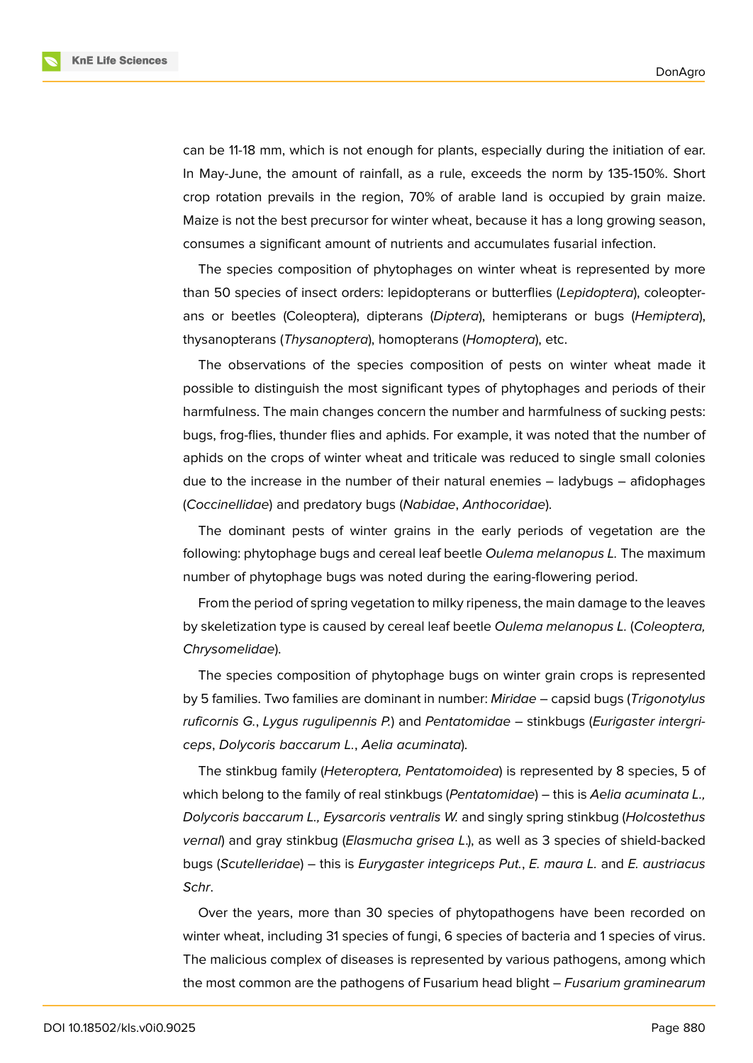can be 11-18 mm, which is not enough for plants, especially during the initiation of ear. In May-June, the amount of rainfall, as a rule, exceeds the norm by 135-150%. Short crop rotation prevails in the region, 70% of arable land is occupied by grain maize. Maize is not the best precursor for winter wheat, because it has a long growing season, consumes a significant amount of nutrients and accumulates fusarial infection.

The species composition of phytophages on winter wheat is represented by more than 50 species of insect orders: lepidopterans or butterflies (*Lepidoptera*), coleopterans or beetles (Coleoptera), dipterans (*Diptera*), hemipterans or bugs (*Hemiptera*), thysanopterans (*Thysanoptera*), homopterans (*Homoptera*), etc.

The observations of the species composition of pests on winter wheat made it possible to distinguish the most significant types of phytophages and periods of their harmfulness. The main changes concern the number and harmfulness of sucking pests: bugs, frog-flies, thunder flies and aphids. For example, it was noted that the number of aphids on the crops of winter wheat and triticale was reduced to single small colonies due to the increase in the number of their natural enemies – ladybugs – afidophages (*Coccinellidae*) and predatory bugs (*Nabidae*, *Anthocoridae*).

The dominant pests of winter grains in the early periods of vegetation are the following: phytophage bugs and cereal leaf beetle *Oulema melanopus L.* The maximum number of phytophage bugs was noted during the earing-flowering period.

From the period of spring vegetation to milky ripeness, the main damage to the leaves by skeletization type is caused by cereal leaf beetle *Oulema melanopus L.* (*Coleoptera, Chrysomelidae*).

The species composition of phytophage bugs on winter grain crops is represented by 5 families. Two families are dominant in number: *Miridae* – capsid bugs (*Trigonotylus ruficornis G.*, *Lygus rugulipennis P.*) and *Pentatomidae* – stinkbugs (*Eurigaster intergriceps*, *Dolycoris baccarum L.*, *Aelia acuminata*).

The stinkbug family (*Heteroptera, Pentatomoidea*) is represented by 8 species, 5 of which belong to the family of real stinkbugs (*Pentatomidae*) – this is *Aelia acuminata L., Dolycoris baccarum L., Eysarcoris ventralis W.* and singly spring stinkbug (*Holcostethus vernal*) and gray stinkbug (*Elasmucha grisea L.*), as well as 3 species of shield-backed bugs (*Scutelleridae*) – this is *Eurygaster integriceps Put.*, *E. maura L.* and *E. austriacus Schr*.

Over the years, more than 30 species of phytopathogens have been recorded on winter wheat, including 31 species of fungi, 6 species of bacteria and 1 species of virus. The malicious complex of diseases is represented by various pathogens, among which the most common are the pathogens of Fusarium head blight – *Fusarium graminearum*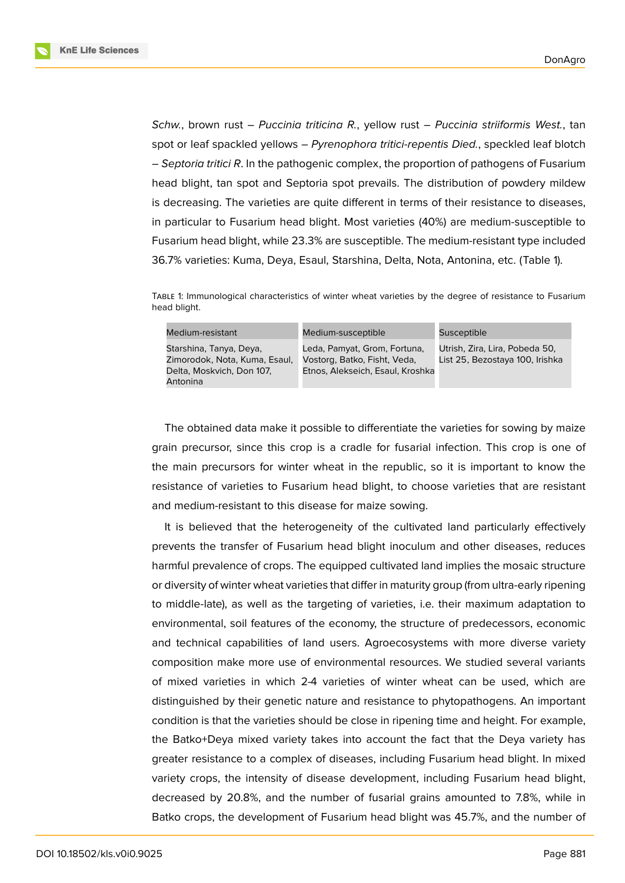*Schw.*, brown rust – *Puccinia triticina R.*, yellow rust – *Puccinia striiformis West.*, tan spot or leaf spackled yellows – *Pyrenophora tritici-repentis Died.*, speckled leaf blotch – *Septoria tritici R*. In the pathogenic complex, the proportion of pathogens of Fusarium head blight, tan spot and Septoria spot prevails. The distribution of powdery mildew is decreasing. The varieties are quite different in terms of their resistance to diseases, in particular to Fusarium head blight. Most varieties (40%) are medium-susceptible to Fusarium head blight, while 23.3% are susceptible. The medium-resistant type included 36.7% varieties: Kuma, Deya, Esaul, Starshina, Delta, Nota, Antonina, etc. (Table 1).

Table 1: Immunological characteristics of winter wheat varieties by the degree of resistance to Fusarium head blight.

| Medium-resistant | Medium-susceptible | Susceptible |
|---|---|---|
| Starshina, Tanya, Deya, Zimorodok, Nota, Kuma, Esaul, Delta, Moskvich, Don 107, Antonina | Leda, Pamyat, Grom, Fortuna, Vostorg, Batko, Fisht, Veda, Etnos, Alekseich, Esaul, Kroshka | Utrish, Zira, Lira, Pobeda 50, List 25, Bezostaya 100, Irishka |

The obtained data make it possible to differentiate the varieties for sowing by maize grain precursor, since this crop is a cradle for fusarial infection. This crop is one of the main precursors for winter wheat in the republic, so it is important to know the resistance of varieties to Fusarium head blight, to choose varieties that are resistant and medium-resistant to this disease for maize sowing.

It is believed that the heterogeneity of the cultivated land particularly effectively prevents the transfer of Fusarium head blight inoculum and other diseases, reduces harmful prevalence of crops. The equipped cultivated land implies the mosaic structure or diversity of winter wheat varieties that differ in maturity group (from ultra-early ripening to middle-late), as well as the targeting of varieties, i.e. their maximum adaptation to environmental, soil features of the economy, the structure of predecessors, economic and technical capabilities of land users. Agroecosystems with more diverse variety composition make more use of environmental resources. We studied several variants of mixed varieties in which 2-4 varieties of winter wheat can be used, which are distinguished by their genetic nature and resistance to phytopathogens. An important condition is that the varieties should be close in ripening time and height. For example, the Batko+Deya mixed variety takes into account the fact that the Deya variety has greater resistance to a complex of diseases, including Fusarium head blight. In mixed variety crops, the intensity of disease development, including Fusarium head blight, decreased by 20.8%, and the number of fusarial grains amounted to 7.8%, while in Batko crops, the development of Fusarium head blight was 45.7%, and the number of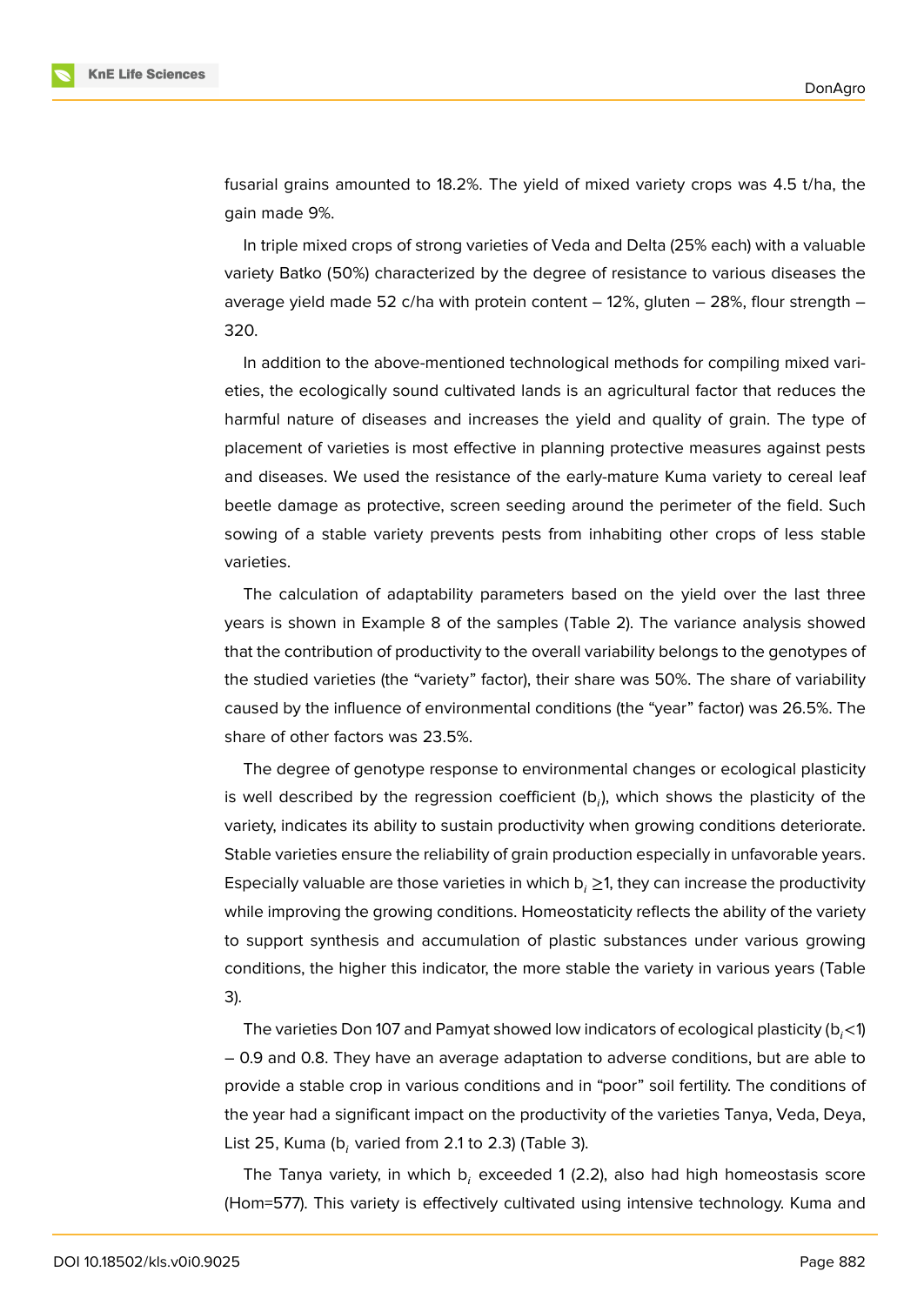fusarial grains amounted to 18.2%. The yield of mixed variety crops was 4.5 t/ha, the gain made 9%.

In triple mixed crops of strong varieties of Veda and Delta (25% each) with a valuable variety Batko (50%) characterized by the degree of resistance to various diseases the average yield made 52 c/ha with protein content – 12%, gluten – 28%, flour strength – 320.

In addition to the above-mentioned technological methods for compiling mixed varieties, the ecologically sound cultivated lands is an agricultural factor that reduces the harmful nature of diseases and increases the yield and quality of grain. The type of placement of varieties is most effective in planning protective measures against pests and diseases. We used the resistance of the early-mature Kuma variety to cereal leaf beetle damage as protective, screen seeding around the perimeter of the field. Such sowing of a stable variety prevents pests from inhabiting other crops of less stable varieties.

The calculation of adaptability parameters based on the yield over the last three years is shown in Example 8 of the samples (Table 2). The variance analysis showed that the contribution of productivity to the overall variability belongs to the genotypes of the studied varieties (the "variety" factor), their share was 50%. The share of variability caused by the influence of environmental conditions (the "year" factor) was 26.5%. The share of other factors was 23.5%.

The degree of genotype response to environmental changes or ecological plasticity is well described by the regression coefficient ($b_i$), which shows the plasticity of the variety, indicates its ability to sustain productivity when growing conditions deteriorate. Stable varieties ensure the reliability of grain production especially in unfavorable years. Especially valuable are those varieties in which $b_i \geq 1$, they can increase the productivity while improving the growing conditions. Homeostaticity reflects the ability of the variety to support synthesis and accumulation of plastic substances under various growing conditions, the higher this indicator, the more stable the variety in various years (Table 3).

The varieties Don 107 and Pamyat showed low indicators of ecological plasticity ($b_i$<1) – 0.9 and 0.8. They have an average adaptation to adverse conditions, but are able to provide a stable crop in various conditions and in "poor" soil fertility. The conditions of the year had a significant impact on the productivity of the varieties Tanya, Veda, Deya, List 25, Kuma ($b_i$ varied from 2.1 to 2.3) (Table 3).

The Tanya variety, in which $b_i$ exceeded 1 (2.2), also had high homeostasis score (Hom=577). This variety is effectively cultivated using intensive technology. Kuma and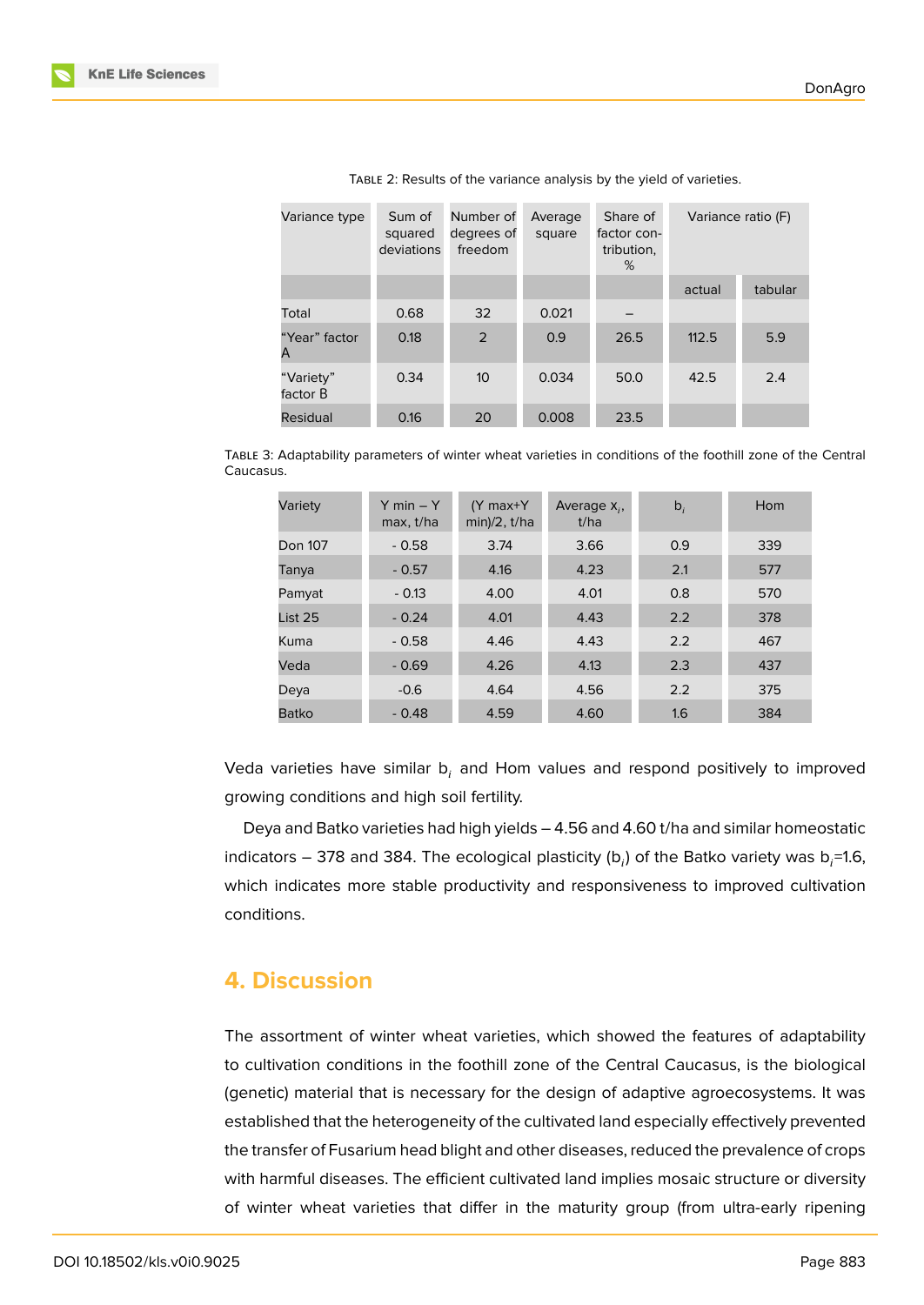Table 2: Results of the variance analysis by the yield of varieties.

| Variance type | Sum of squared deviations | Number of degrees of freedom | Average square | Share of factor contribution, % | Variance ratio (F) | |
|---|---|---|---|---|---|---|
| | | | | | actual | tabular |
| Total | 0.68 | 32 | 0.021 | – | | |
| “Year” factor A | 0.18 | 2 | 0.9 | 26.5 | 112.5 | 5.9 |
| “Variety” factor B | 0.34 | 10 | 0.034 | 50.0 | 42.5 | 2.4 |
| Residual | 0.16 | 20 | 0.008 | 23.5 | | |

Table 3: Adaptability parameters of winter wheat varieties in conditions of the foothill zone of the Central Caucasus.

| Variety | Y min – Y max, t/ha | (Y max+Y min)/2, t/ha | Average $x_i$, t/ha | $b_i$ | Hom |
|---|---|---|---|---|---|
| Don 107 | - 0.58 | 3.74 | 3.66 | 0.9 | 339 |
| Tanya | - 0.57 | 4.16 | 4.23 | 2.1 | 577 |
| Pamyat | - 0.13 | 4.00 | 4.01 | 0.8 | 570 |
| List 25 | - 0.24 | 4.01 | 4.43 | 2.2 | 378 |
| Kuma | - 0.58 | 4.46 | 4.43 | 2.2 | 467 |
| Veda | - 0.69 | 4.26 | 4.13 | 2.3 | 437 |
| Deya | -0.6 | 4.64 | 4.56 | 2.2 | 375 |
| Batko | - 0.48 | 4.59 | 4.60 | 1.6 | 384 |

Veda varieties have similar $b_i$ and Hom values and respond positively to improved growing conditions and high soil fertility.

Deya and Batko varieties had high yields – 4.56 and 4.60 t/ha and similar homeostatic indicators – 378 and 384. The ecological plasticity ($b_i$) of the Batko variety was $b_i$=1.6, which indicates more stable productivity and responsiveness to improved cultivation conditions.

## 4. Discussion

The assortment of winter wheat varieties, which showed the features of adaptability to cultivation conditions in the foothill zone of the Central Caucasus, is the biological (genetic) material that is necessary for the design of adaptive agroecosystems. It was established that the heterogeneity of the cultivated land especially effectively prevented the transfer of Fusarium head blight and other diseases, reduced the prevalence of crops with harmful diseases. The efficient cultivated land implies mosaic structure or diversity of winter wheat varieties that differ in the maturity group (from ultra-early ripening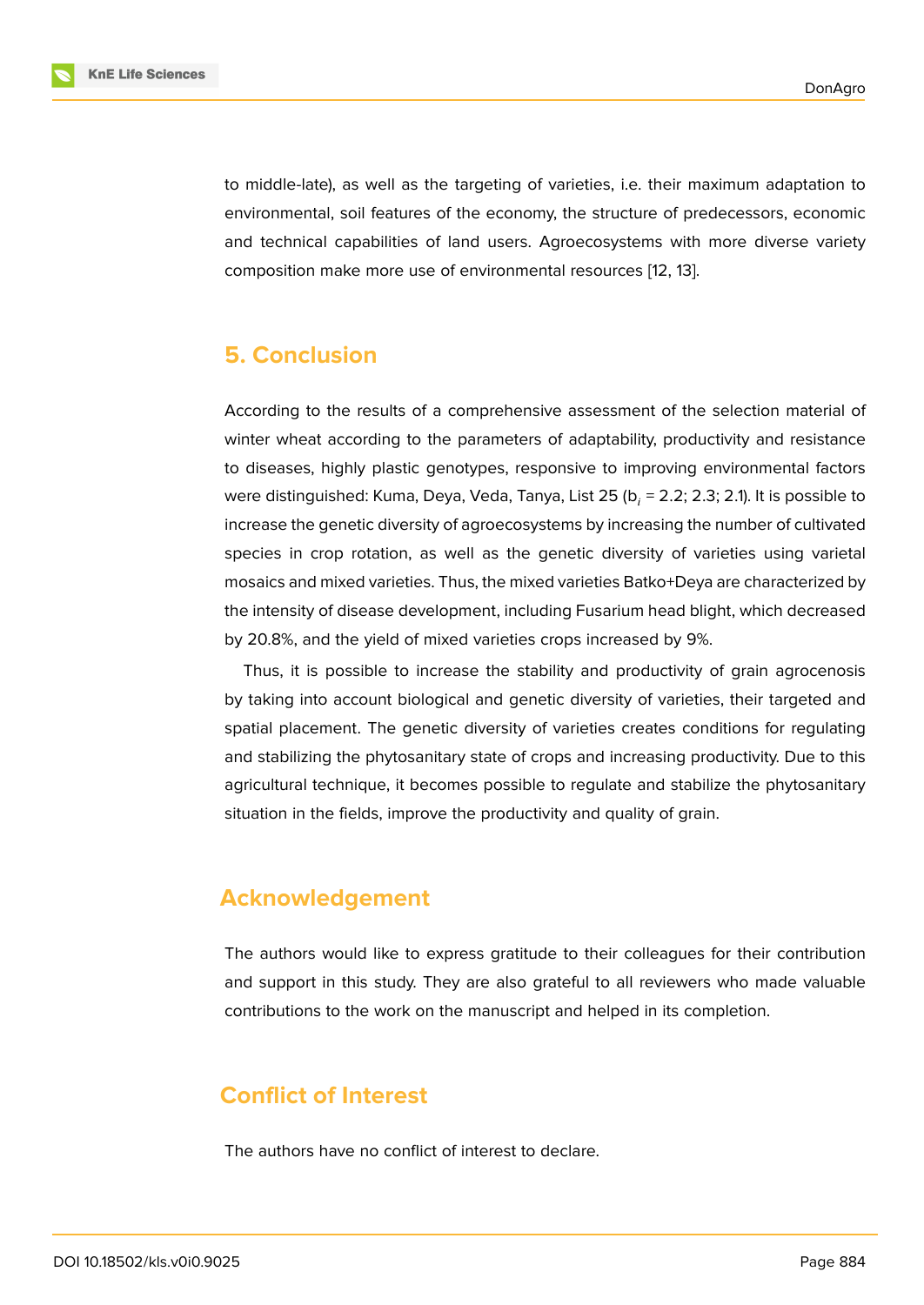to middle-late), as well as the targeting of varieties, i.e. their maximum adaptation to environmental, soil features of the economy, the structure of predecessors, economic and technical capabilities of land users. Agroecosystems with more diverse variety composition make more use of environmental resources [12, 13].

## 5. Conclusion

According to the results of a comprehensive assessment of the selection material of winter wheat according to the parameters of adaptability, productivity and resistance to diseases, highly plastic genotypes, responsive to improving environmental factors were distinguished: Kuma, Deya, Veda, Tanya, List 25 ($b_i$ = 2.2; 2.3; 2.1). It is possible to increase the genetic diversity of agroecosystems by increasing the number of cultivated species in crop rotation, as well as the genetic diversity of varieties using varietal mosaics and mixed varieties. Thus, the mixed varieties Batko+Deya are characterized by the intensity of disease development, including Fusarium head blight, which decreased by 20.8%, and the yield of mixed varieties crops increased by 9%.

Thus, it is possible to increase the stability and productivity of grain agrocenosis by taking into account biological and genetic diversity of varieties, their targeted and spatial placement. The genetic diversity of varieties creates conditions for regulating and stabilizing the phytosanitary state of crops and increasing productivity. Due to this agricultural technique, it becomes possible to regulate and stabilize the phytosanitary situation in the fields, improve the productivity and quality of grain.

## Acknowledgement

The authors would like to express gratitude to their colleagues for their contribution and support in this study. They are also grateful to all reviewers who made valuable contributions to the work on the manuscript and helped in its completion.

## Conflict of Interest

The authors have no conflict of interest to declare.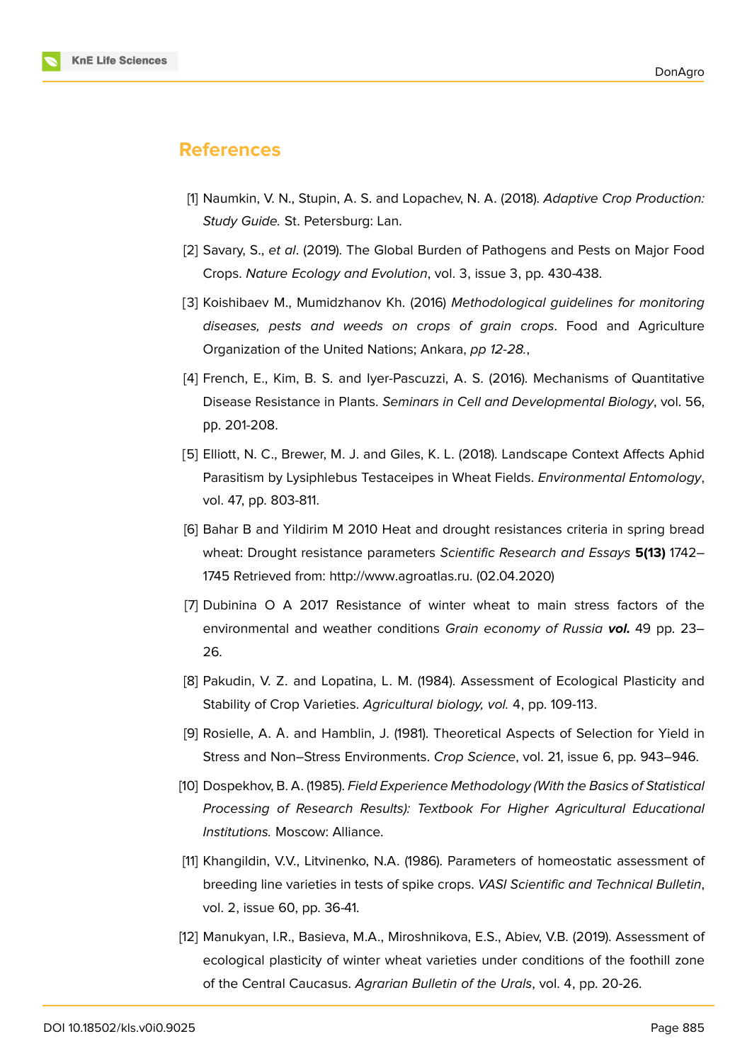## References

[1] Naumkin, V. N., Stupin, A. S. and Lopachev, N. A. (2018). *Adaptive Crop Production: Study Guide.* St. Petersburg: Lan.

[2] Savary, S., *et al*. (2019). The Global Burden of Pathogens and Pests on Major Food Crops. *Nature Ecology and Evolution*, vol. 3, issue 3, pp. 430-438.

[3] Koishibaev M., Mumidzhanov Kh. (2016) *Methodological guidelines for monitoring diseases, pests and weeds on crops of grain crops*. Food and Agriculture Organization of the United Nations; Ankara, *pp 12-28.*,

[4] French, E., Kim, B. S. and Iyer-Pascuzzi, A. S. (2016). Mechanisms of Quantitative Disease Resistance in Plants. *Seminars in Cell and Developmental Biology*, vol. 56, pp. 201-208.

[5] Elliott, N. C., Brewer, M. J. and Giles, K. L. (2018). Landscape Context Affects Aphid Parasitism by Lysiphlebus Testaceipes in Wheat Fields. *Environmental Entomology*, vol. 47, pp. 803-811.

[6] Bahar B and Yildirim M 2010 Heat and drought resistances criteria in spring bread wheat: Drought resistance parameters *Scientific Research and Essays* **5(13)** 1742–1745 Retrieved from: http://www.agroatlas.ru. (02.04.2020)

[7] Dubinina O A 2017 Resistance of winter wheat to main stress factors of the environmental and weather conditions *Grain economy of Russia* ***vol.*** 49 pp. 23–26.

[8] Pakudin, V. Z. and Lopatina, L. M. (1984). Assessment of Ecological Plasticity and Stability of Crop Varieties. *Agricultural biology, vol.* 4, pp. 109-113.

[9] Rosielle, A. A. and Hamblin, J. (1981). Theoretical Aspects of Selection for Yield in Stress and Non–Stress Environments. *Crop Science*, vol. 21, issue 6, pp. 943–946.

[10] Dospekhov, B. A. (1985). *Field Experience Methodology (With the Basics of Statistical Processing of Research Results): Textbook For Higher Agricultural Educational Institutions.* Moscow: Alliance.

[11] Khangildin, V.V., Litvinenko, N.A. (1986). Parameters of homeostatic assessment of breeding line varieties in tests of spike crops. *VASI Scientific and Technical Bulletin*, vol. 2, issue 60, pp. 36-41.

[12] Manukyan, I.R., Basieva, M.A., Miroshnikova, E.S., Abiev, V.B. (2019). Assessment of ecological plasticity of winter wheat varieties under conditions of the foothill zone of the Central Caucasus. *Agrarian Bulletin of the Urals*, vol. 4, pp. 20-26.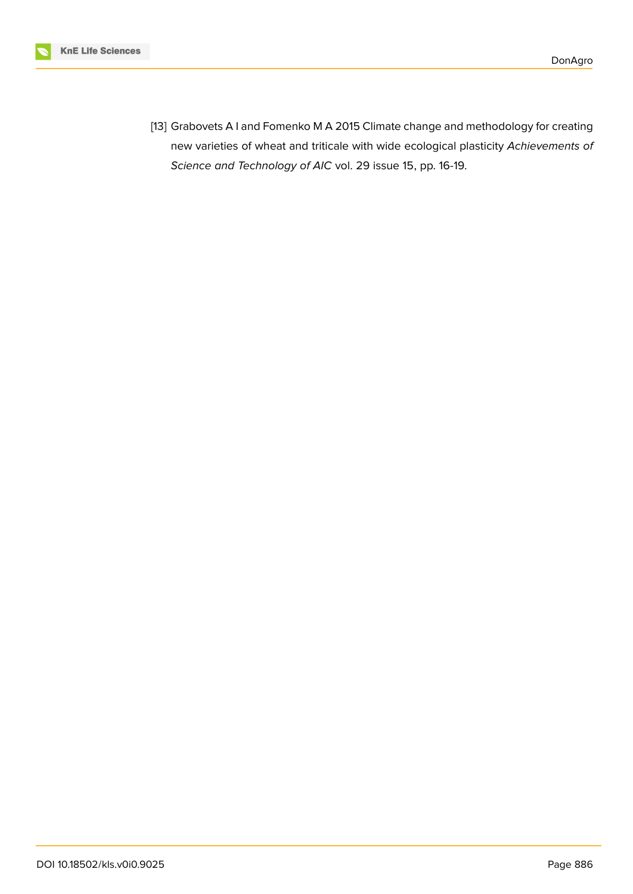[13] Grabovets A I and Fomenko M A 2015 Climate change and methodology for creating new varieties of wheat and triticale with wide ecological plasticity *Achievements of Science and Technology of AIC* vol. 29 issue 15, pp. 16-19.